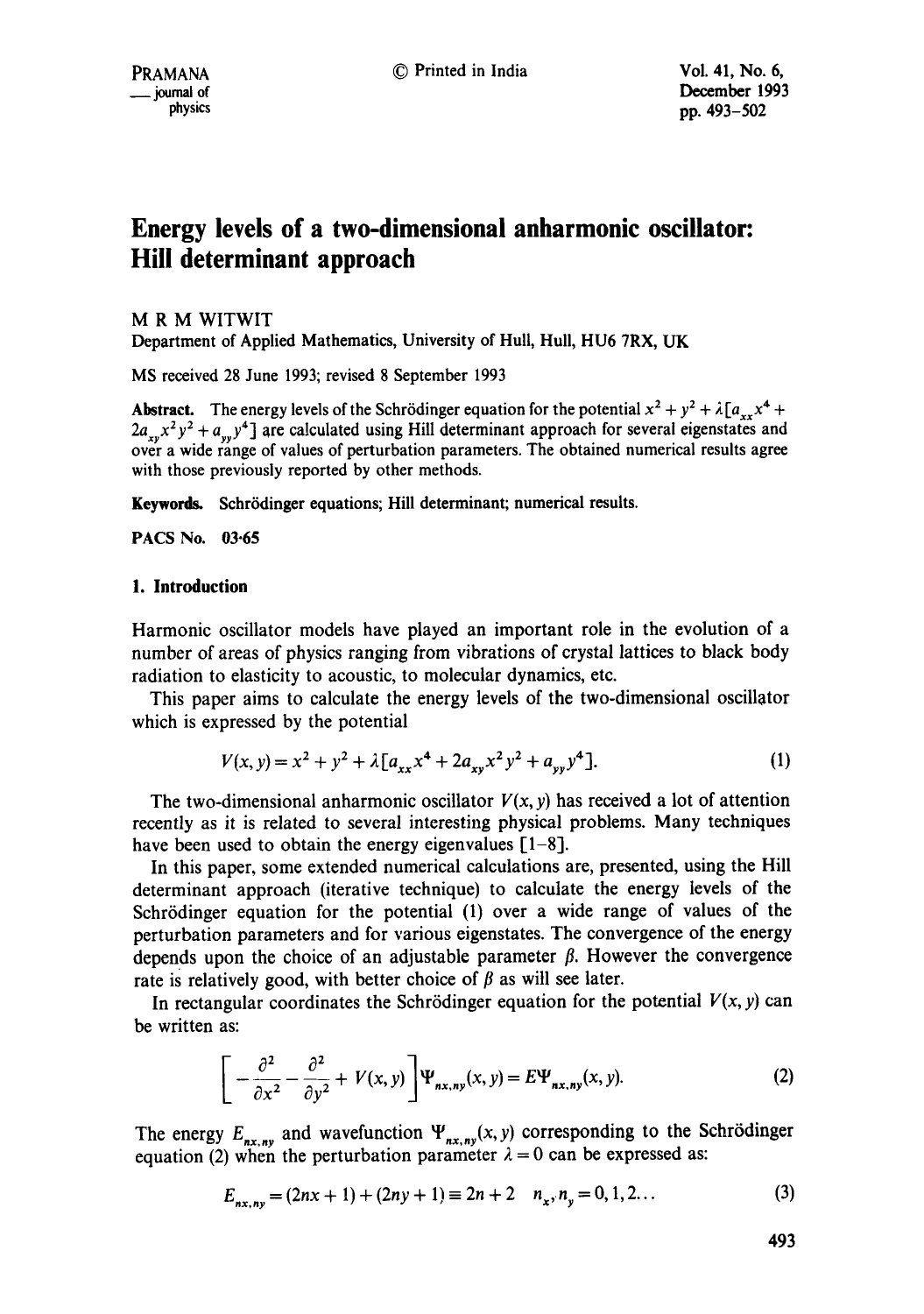# Energy levels of a two-dimensional anharmonic oscillator: Hill determinant approach

M R M WITWIT

Department of Applied Mathematics, University of Hull, Hull, HU6 7RX, UK

MS received 28 June 1993; revised 8 September 1993

**Abstract.** The energy levels of the Schrödinger equation for the potential $x^2 + y^2 + \lambda[a_{xx}x^4 + 2a_{xy}x^2y^2 + a_{yy}y^4]$ are calculated using Hill determinant approach for several eigenstates and over a wide range of values of perturbation parameters. The obtained numerical results agree with those previously reported by other methods.

**Keywords.** Schrödinger equations; Hill determinant; numerical results.

**PACS No.** 03·65

## 1. Introduction

Harmonic oscillator models have played an important role in the evolution of a number of areas of physics ranging from vibrations of crystal lattices to black body radiation to elasticity to acoustic, to molecular dynamics, etc.

This paper aims to calculate the energy levels of the two-dimensional oscillator which is expressed by the potential

$$V(x, y) = x^2 + y^2 + \lambda[a_{xx}x^4 + 2a_{xy}x^2y^2 + a_{yy}y^4]. \tag{1}$$

The two-dimensional anharmonic oscillator $V(x, y)$ has received a lot of attention recently as it is related to several interesting physical problems. Many techniques have been used to obtain the energy eigenvalues [1–8].

In this paper, some extended numerical calculations are, presented, using the Hill determinant approach (iterative technique) to calculate the energy levels of the Schrödinger equation for the potential (1) over a wide range of values of the perturbation parameters and for various eigenstates. The convergence of the energy depends upon the choice of an adjustable parameter $\beta$. However the convergence rate is relatively good, with better choice of $\beta$ as will see later.

In rectangular coordinates the Schrödinger equation for the potential $V(x, y)$ can be written as:

$$\left[ -\frac{\partial^2}{\partial x^2} - \frac{\partial^2}{\partial y^2} + V(x, y) \right] \Psi_{nx,ny}(x, y) = E\Psi_{nx,ny}(x, y). \tag{2}$$

The energy $E_{nx,ny}$ and wavefunction $\Psi_{nx,ny}(x, y)$ corresponding to the Schrödinger equation (2) when the perturbation parameter $\lambda = 0$ can be expressed as:

$$E_{nx,ny} = (2nx + 1) + (2ny + 1) \equiv 2n + 2 \quad n_x, n_y = 0, 1, 2 \ldots \tag{3}$$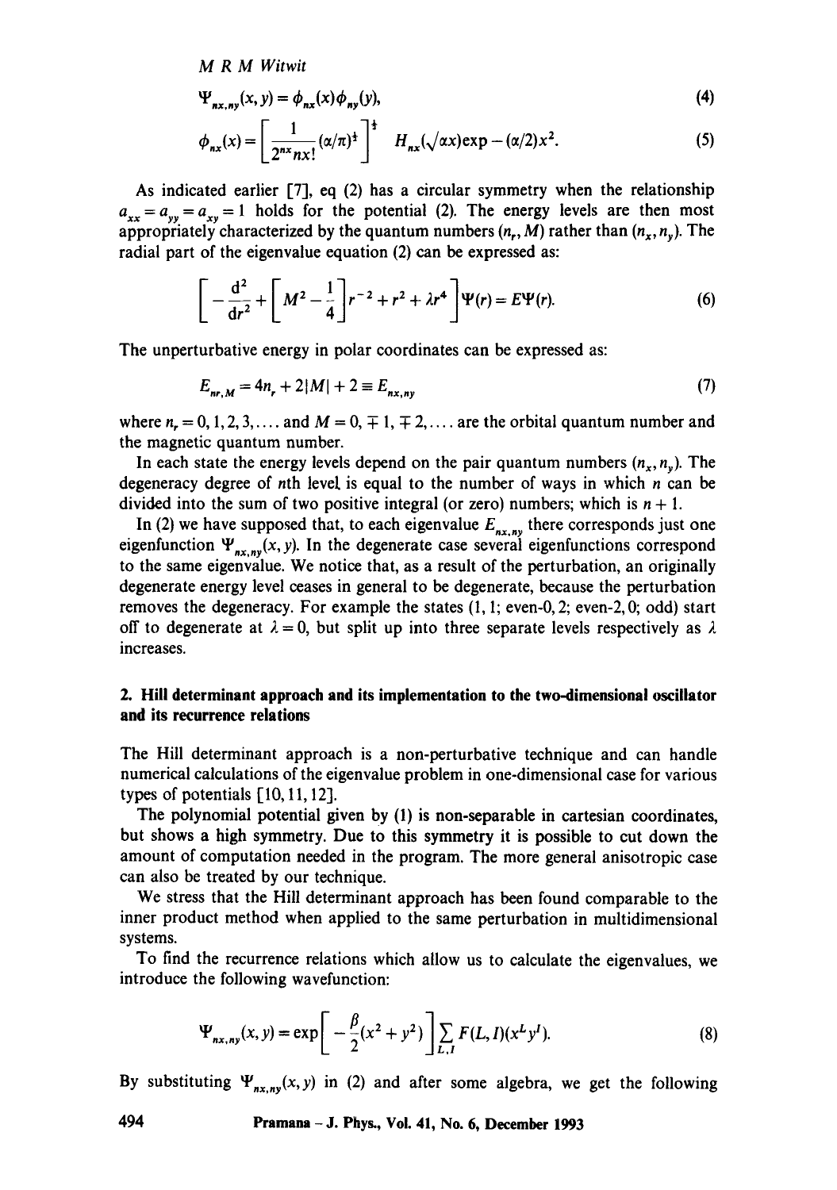$$\Psi_{nx,ny}(x,y) = \phi_{nx}(x)\phi_{ny}(y), \tag{4}$$

$$\phi_{nx}(x) = \left[\frac{1}{2^{nx} nx!}(\alpha/\pi)^{\frac{1}{2}}\right]^{\frac{1}{2}} \quad H_{nx}(\sqrt{\alpha}x)\exp-(\alpha/2)x^2. \tag{5}$$

As indicated earlier [7], eq (2) has a circular symmetry when the relationship $a_{xx} = a_{yy} = a_{xy} = 1$ holds for the potential (2). The energy levels are then most appropriately characterized by the quantum numbers $(n_r, M)$ rather than $(n_x, n_y)$. The radial part of the eigenvalue equation (2) can be expressed as:

$$\left[-\frac{d^2}{dr^2} + \left[M^2 - \frac{1}{4}\right]r^{-2} + r^2 + \lambda r^4\right]\Psi(r) = E\Psi(r). \tag{6}$$

The unperturbative energy in polar coordinates can be expressed as:

$$E_{nr,M} = 4n_r + 2|M| + 2 \equiv E_{nx,ny} \tag{7}$$

where $n_r = 0, 1, 2, 3, \ldots$ and $M = 0, \mp 1, \mp 2, \ldots$ are the orbital quantum number and the magnetic quantum number.

In each state the energy levels depend on the pair quantum numbers $(n_x, n_y)$. The degeneracy degree of $n$th level is equal to the number of ways in which $n$ can be divided into the sum of two positive integral (or zero) numbers; which is $n + 1$.

In (2) we have supposed that, to each eigenvalue $E_{nx,ny}$ there corresponds just one eigenfunction $\Psi_{nx,ny}(x, y)$. In the degenerate case several eigenfunctions correspond to the same eigenvalue. We notice that, as a result of the perturbation, an originally degenerate energy level ceases in general to be degenerate, because the perturbation removes the degeneracy. For example the states (1, 1; even-0, 2; even-2, 0; odd) start off to degenerate at $\lambda = 0$, but split up into three separate levels respectively as $\lambda$ increases.

## 2. Hill determinant approach and its implementation to the two-dimensional oscillator and its recurrence relations

The Hill determinant approach is a non-perturbative technique and can handle numerical calculations of the eigenvalue problem in one-dimensional case for various types of potentials [10, 11, 12].

The polynomial potential given by (1) is non-separable in cartesian coordinates, but shows a high symmetry. Due to this symmetry it is possible to cut down the amount of computation needed in the program. The more general anisotropic case can also be treated by our technique.

We stress that the Hill determinant approach has been found comparable to the inner product method when applied to the same perturbation in multidimensional systems.

To find the recurrence relations which allow us to calculate the eigenvalues, we introduce the following wavefunction:

$$\Psi_{nx,ny}(x,y) = \exp\left[-\frac{\beta}{2}(x^2 + y^2)\right]\sum_{L,I} F(L,I)(x^L y^I). \tag{8}$$

By substituting $\Psi_{nx,ny}(x, y)$ in (2) and after some algebra, we get the following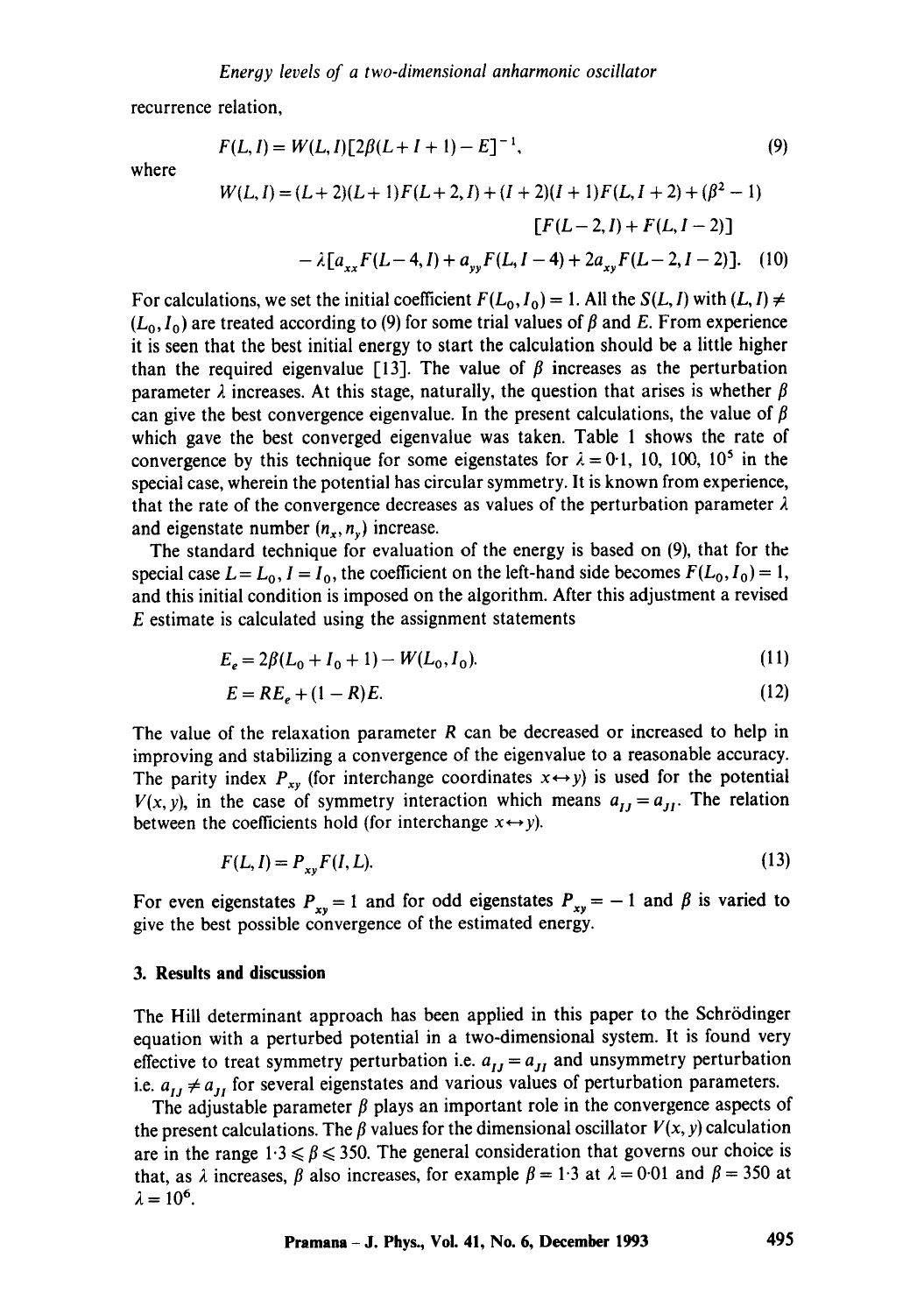recurrence relation,

$$F(L, I) = W(L, I)[2\beta(L + I + 1) - E]^{-1}, \tag{9}$$

where

$$W(L, I) = (L + 2)(L + 1)F(L + 2, I) + (I + 2)(I + 1)F(L, I + 2) + (\beta^2 - 1)[F(L - 2, I) + F(L, I - 2)] - \lambda[a_{xx}F(L - 4, I) + a_{yy}F(L, I - 4) + 2a_{xy}F(L - 2, I - 2)]. \tag{10}$$

For calculations, we set the initial coefficient $F(L_0, I_0) = 1$. All the $S(L, I)$ with $(L, I) \neq (L_0, I_0)$ are treated according to (9) for some trial values of $\beta$ and $E$. From experience it is seen that the best initial energy to start the calculation should be a little higher than the required eigenvalue [13]. The value of $\beta$ increases as the perturbation parameter $\lambda$ increases. At this stage, naturally, the question that arises is whether $\beta$ can give the best convergence eigenvalue. In the present calculations, the value of $\beta$ which gave the best converged eigenvalue was taken. Table 1 shows the rate of convergence by this technique for some eigenstates for $\lambda = 0{\cdot}1$, 10, 100, $10^5$ in the special case, wherein the potential has circular symmetry. It is known from experience, that the rate of the convergence decreases as values of the perturbation parameter $\lambda$ and eigenstate number $(n_x, n_y)$ increase.

The standard technique for evaluation of the energy is based on (9), that for the special case $L = L_0$, $I = I_0$, the coefficient on the left-hand side becomes $F(L_0, I_0) = 1$, and this initial condition is imposed on the algorithm. After this adjustment a revised $E$ estimate is calculated using the assignment statements

$$E_e = 2\beta(L_0 + I_0 + 1) - W(L_0, I_0). \tag{11}$$

$$E = RE_e + (1 - R)E. \tag{12}$$

The value of the relaxation parameter $R$ can be decreased or increased to help in improving and stabilizing a convergence of the eigenvalue to a reasonable accuracy. The parity index $P_{xy}$ (for interchange coordinates $x \leftrightarrow y$) is used for the potential $V(x, y)$, in the case of symmetry interaction which means $a_{IJ} = a_{JI}$. The relation between the coefficients hold (for interchange $x \leftrightarrow y$).

$$F(L, I) = P_{xy}F(I, L). \tag{13}$$

For even eigenstates $P_{xy} = 1$ and for odd eigenstates $P_{xy} = -1$ and $\beta$ is varied to give the best possible convergence of the estimated energy.

## 3. Results and discussion

The Hill determinant approach has been applied in this paper to the Schrödinger equation with a perturbed potential in a two-dimensional system. It is found very effective to treat symmetry perturbation i.e. $a_{IJ} = a_{JI}$ and unsymmetry perturbation i.e. $a_{IJ} \neq a_{JI}$ for several eigenstates and various values of perturbation parameters.

The adjustable parameter $\beta$ plays an important role in the convergence aspects of the present calculations. The $\beta$ values for the dimensional oscillator $V(x, y)$ calculation are in the range $1{\cdot}3 \leqslant \beta \leqslant 350$. The general consideration that governs our choice is that, as $\lambda$ increases, $\beta$ also increases, for example $\beta = 1{\cdot}3$ at $\lambda = 0{\cdot}01$ and $\beta = 350$ at $\lambda = 10^6$.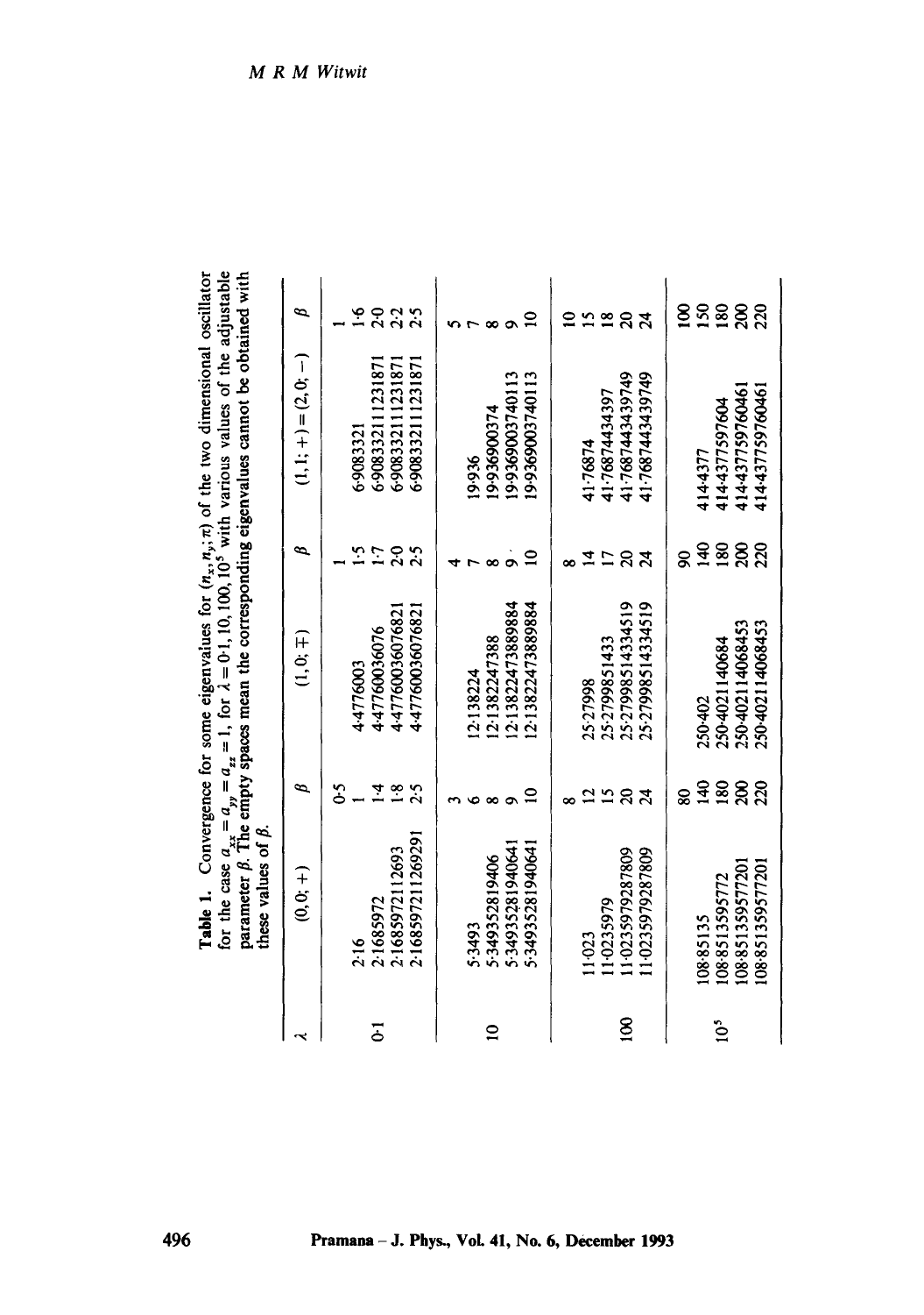**Table 1.** Convergence for some eigenvalues for $(n_x, n_y; \pi)$ of the two dimensional oscillator for the case $a_{xx} = a_{yy} = a_{zz} = 1$, for $\lambda = 0{\cdot}1, 10, 100, 10^5$ with various values of the adjustable parameter $\beta$. The empty spaces mean the corresponding eigenvalues cannot be obtained with these values of $\beta$.

| $\lambda$ | $(0, 0; +)$ | $\beta$ | $(1, 0; \mp)$ | $\beta$ | $(1, 1; +) = (2, 0; -)$ | $\beta$ |
|---|---|---|---|---|---|---|
| | | 0·5 | | 1 | | 1 |
| | 2·16 | 1 | 4·4776003 | 1·5 | 6·9083321 | 1·6 |
| 0·1 | 2·1685972 | 1·4 | 4·47760036076 | 1·7 | 6·90833211231871 | 2·0 |
| | 2·16859721 12693 | 1·8 | 4·47760036076821 | 2·0 | 6·90833211231871 | 2·2 |
| | 2·168597211269291 | 2·5 | 4·47760036076821 | 2·5 | 6·908332111231871 | 2·5 |
| | | 3 | | 4 | | 5 |
| | 5·3493 | 6 | 12·138224 | 7 | 19·936 | 7 |
| 10 | 5·349352819406 | 8 | 12·1382247388 | 8 | 19·936900374 | 8 |
| | 5·349352819940641 | 9 | 12·13822473889884 | 9 | 19·9369003740113 | 9 |
| | 5·349352819940641 | 10 | 12·13822473889884 | 10 | 19·9369003740113 | 10 |
| | | 8 | | 8 | | 10 |
| | 11·023 | 12 | 25·27998 | 14 | 41·76874 | 15 |
| 100 | 11·0235979 | 15 | 25·27998514 33 | 17 | 41·7687443 4397 | 18 |
| | 11·0235979287809 | 20 | 25·27998514334519 | 20 | 41·7687443439749 | 20 |
| | 11·0235979287809 | 24 | 25·27998514334519 | 24 | 41·7687443439749 | 24 |
| | | 80 | | 90 | | 100 |
| | 108·85135 | 140 | 250·402 | 140 | 414·4377 | 150 |
| $10^5$ | 108·8513595772 | 180 | 250·4021140684 | 180 | 414·4377597604 | 180 |
| | 108·8513595772 01 | 200 | 250·4021140684 53 | 200 | 414·437759760461 | 200 |
| | 108·851359577201 | 220 | 250·402114068453 | 220 | 414·437759760461 | 220 |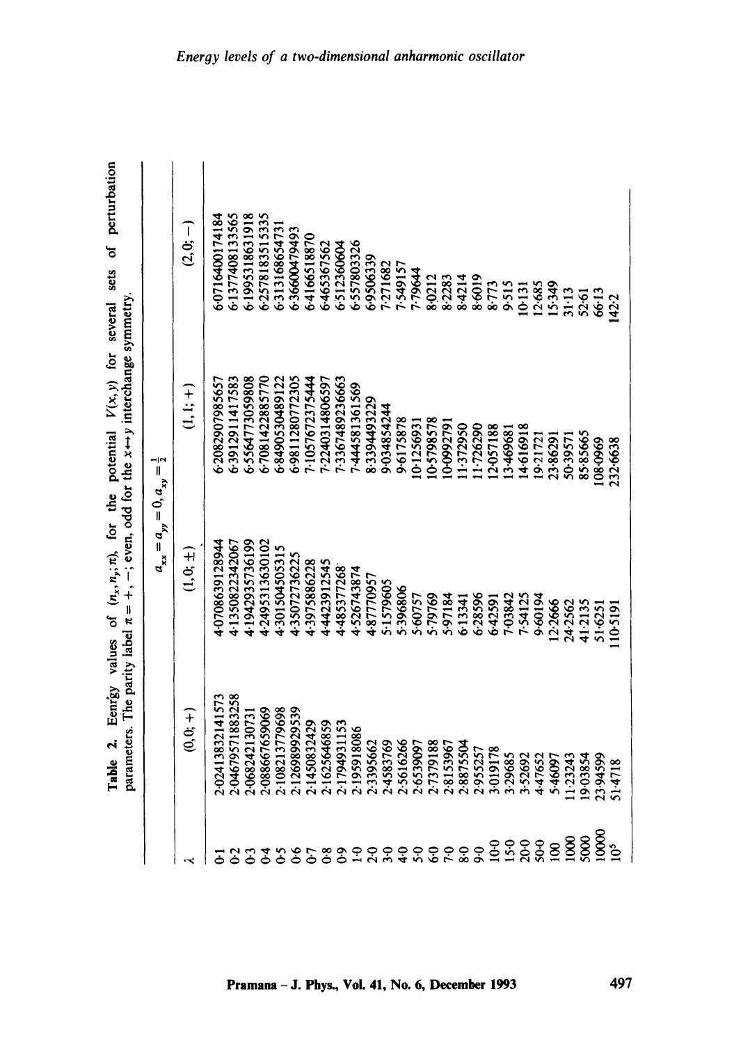**Table 2.** Eenrgy values of $(n_x, n_y; \pi)$, for the potential $V(x, y)$ for several sets of perturbation parameters. The parity label $\pi = +, -$; even, odd for the $x \leftrightarrow y$ interchange symmetry.

| | $a_{xx} = a_{yy} = 0, a_{xy} = \frac{1}{2}$ | | | |
|---|---|---|---|---|
| $\lambda$ | $(0, 0; +)$ | $(1, 0; \pm)$ | $(1, 1; +)$ | $(2, 0; -)$ |
| 0·1 | 2·02413832141573 | 4·07086391 28944 | 6·2082907985657 | 6·0716400174184 |
| 0·2 | 2·04679571883258 | 4·13508223 42067 | 6·3912911417583 | 6·1377408133565 |
| 0·3 | 2·068242130731 | 4·19429357 36199 | 6·5564773059808 | 6·1995318631918 |
| 0·4 | 2·088667659069 | 4·24953136 30102 | 6·7081422885770 | 6·2578183515335 |
| 0·5 | 2·108213779698 | 4·301504505315 | 6·8490530489122 | 6·313168654731 |
| 0·6 | 2·126989929539 | 4·35072736225 | 6·9811280772305 | 6·36600479493 |
| 0·7 | 2·1450832429 | 4·3975886228 | 7·1057672375444 | 6·4166518870 |
| 0·8 | 2·1625646859 | 4·4423912545 | 7·2240314806597 | 6·4653675620 |
| 0·9 | 2·1794931153 | 4·485377268 | 7·3367489236663 | 6·512360604 |
| 1·0 | 2·195918086 | 4·526743874 | 7·444581361569 | 6·557803326 |
| 2·0 | 2·3395662 | 4·87770957 | 8·3394493229 | 6·9506339 |
| 3·0 | 2·4583769 | 5·1579605 | 9·034854244 | 7·271682 |
| 4·0 | 2·5616266 | 5·396806 | 9·6175878 | 7·549157 |
| 5·0 | 2·6539097 | 5·60757 | 10·1256931 | 7·79644 |
| 6·0 | 2·7379188 | 5·79769 | 10·5798578 | 8·0212 |
| 7·0 | 2·8153967 | 5·97184 | 10·0992791 | 8·2283 |
| 8·0 | 2·8875504 | 6·13341 | 11·372950 | 8·4214 |
| 9·0 | 2·955257 | 6·28596 | 11·726290 | 8·6019 |
| 10·0 | 3·019178 | 6·42591 | 12·057188 | 8·773 |
| 15·0 | 3·29685 | 7·03842 | 13·469681 | 9·515 |
| 20·0 | 3·52692 | 7·54125 | 14·616918 | 10·131 |
| 50·0 | 4·47652 | 9·60194 | 19·21721 | 12·685 |
| 100 | 5·46097 | 12·2666 | 23·86291 | 15·349 |
| 1000 | 11·23243 | 24·2562 | 50·39571 | 31·13 |
| 5000 | 19·03854 | 41·2135 | 85·85665 | 52·61 |
| 10000 | 23·94599 | 51·6251 | 108·0969 | 66·13 |
| $10^5$ | 51·4718 | 110·5191 | 232·6638 | 142·2 |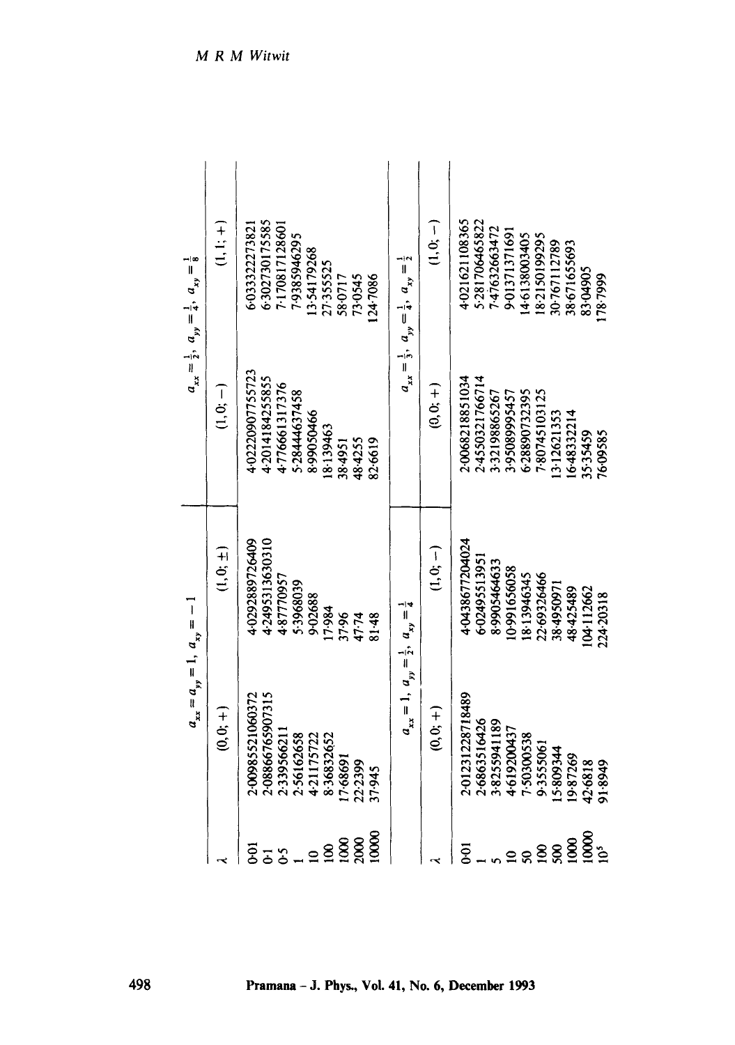| $\lambda$ | $a_{xx} = a_{yy} = 1,\ a_{xy} = -1$ | | $a_{xx} = \frac{1}{2},\ a_{yy} = \frac{1}{4},\ a_{xy} = \frac{1}{8}$ | |
|---|---|---|---|---|
| | $(0, 0; +)$ | $(1, 0; \pm)$ | $(1, 0; -)$ | $(1, 1; +)$ |
| 0·01 | 2·0098552106037​2 | 4·0292889726409 | 4·0222090775572​3 | 6·0333222273821 |
| 0·1 | 2·0886676590731​5 | 4·2495313630310 | 4·2014184255855 | 6·3027301755​85 |
| 0·5 | 2·339566211 | 4·87770957 | 4·776661317376 | 7·1708171286​01 |
| 1 | 2·56162658 | 5·3968039 | 5·28444637458 | 7·9385946295 |
| 10 | 4·21175722 | 9·02688 | 8·99050466 | 13·54179268 |
| 100 | 8·36832652 | 17·984 | 18·139463 | 27·355525 |
| 1000 | 17·68691 | 37·96 | 38·4951 | 58·0717 |
| 2000 | 22·2399 | 47·74 | 48·4255 | 73·0545 |
| 10000 | 37·945 | 81·48 | 82·6619 | 124·7086 |

| $\lambda$ | $a_{xx} = 1,\ a_{yy} = \frac{1}{2},\ a_{xy} = \frac{1}{4}$ | | $a_{xx} = \frac{1}{3},\ a_{yy} = \frac{1}{4},\ a_{xy} = \frac{1}{2}$ | |
|---|---|---|---|---|
| | $(0, 0; +)$ | $(1, 0; -)$ | $(0, 0; +)$ | $(1, 0; -)$ |
| 0·01 | 2·0123122871848​9 | 4·0438677204024 | 2·0068218851034 | 4·0216211083​65 |
| 1 | 2·6863516426 | 6·02495513951 | 2·4550321766714 | 5·2817064658​22 |
| 5 | 3·8255941189 | 8·9905464633 | 3·32198865267 | 7·476326634​72 |
| 10 | 4·619200437 | 10·991656058 | 3·95089995457 | 9·01371371691 |
| 50 | 7·50300538 | 18·13946345 | 6·28890732395 | 14·6138003405 |
| 100 | 9·3555061 | 22·69326466 | 7·80745103125 | 18·2150199295 |
| 500 | 15·809344 | 38·4950971 | 13·12621353 | 30·767112789 |
| 1000 | 19·87269 | 48·425489 | 16·48332214 | 38·671655693 |
| 10000 | 42·6818 | 104·112662 | 35·35459 | 83·04905 |
| $10^5$ | 91·8949 | 224·20318 | 76·09585 | 178·7999 |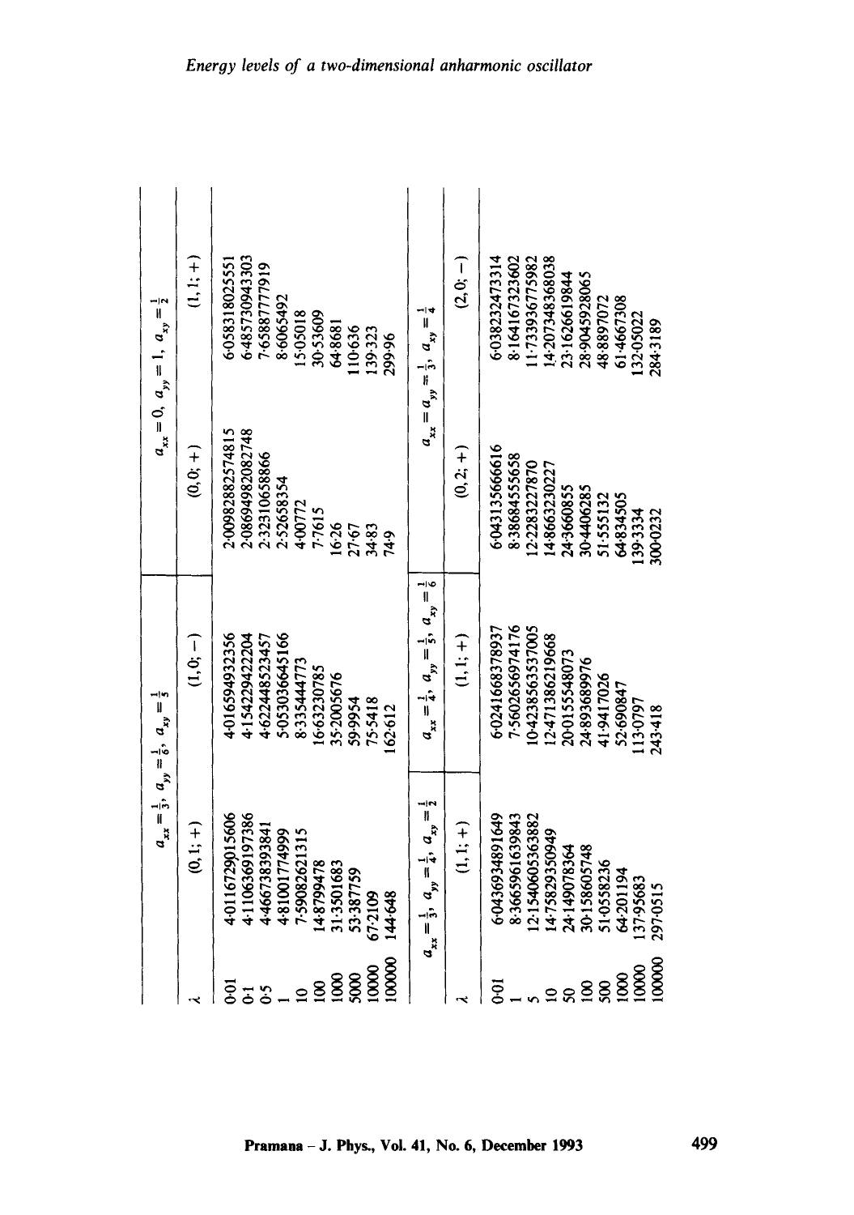| | $a_{xx}=\frac{1}{3},\ a_{yy}=\frac{1}{6},\ a_{xy}=\frac{1}{5}$ | | $a_{xx}=0,\ a_{yy}=1,\ a_{xy}=\frac{1}{2}$ | |
|---|---|---|---|---|
| $\lambda$ | $(0,1;+)$ | $(1,0;-)$ | $(0,0;+)$ | $(1,1;+)$ |
| 0·01 | 4·0116729015606 | 4·016594932356 | 2·0098288257481­5 | 6·05831802555­1 |
| 0·1 | 4·1106369197386 | 4·154229422204 | 2·08694982082748 | 6·48573094330­3 |
| 0·5 | 4·4667383938­41 | 4·622448523457 | 2·32310658866 | 7·65887777919 |
| 1 | 4·81001774999 | 5·053036645166 | 2·52658354 | 8·6065492 |
| 10 | 7·59082621315 | 8·335444773 | 4·00772 | 15·05018 |
| 100 | 14·8799478 | 16·63230785 | 7·7615 | 30·53609 |
| 1000 | 31·3501683 | 35·2005676 | 16·26 | 64·8681 |
| 5000 | 53·387759 | 59·9954 | 27·67 | 110·636 |
| 10000 | 67·2109 | 75·5418 | 34·83 | 139·323 |
| 100000 | 144·648 | 162·612 | 74·9 | 299·96 |

| | $a_{xx}=\frac{1}{3},\ a_{yy}=\frac{1}{4},\ a_{xy}=\frac{1}{2}$ | $a_{xx}=\frac{1}{4},\ a_{yy}=\frac{1}{5},\ a_{xy}=\frac{1}{6}$ | $a_{xx}=a_{yy}=\frac{1}{3},\ a_{xy}=\frac{1}{4}$ | |
|---|---|---|---|---|
| $\lambda$ | $(1,1;+)$ | $(1,1;+)$ | $(0,2;+)$ | $(2,0;-)$ |
| 0·01 | 6·0436934891649 | 6·0241668378937 | 6·043135666616 | 6·03823247331­4 |
| 1 | 8·3665961639843 | 7·5602656974176 | 8·38684555658 | 8·16416732360­2 |
| 5 | 12·1540605363882 | 10·4238563537005 | 12·2283227870 | 11·73393677598­2 |
| 10 | 14·7582935094­9 | 12·4713862196­68 | 14·8663230227 | 14·2073483836­8038 |
| 50 | 24·149078364 | 20·0155548073 | 24·3660855 | 23·1626619844 |
| 100 | 30·158605748 | 24·893689976 | 30·4406285 | 28·9045928065 |
| 500 | 51·0558236 | 41·9417026 | 51·555132 | 48·8897072 |
| 1000 | 64·201194 | 52·690847 | 64·834505 | 61·4667308 |
| 10000 | 137·95683 | 113·0797 | 139·3334 | 132·05022 |
| 100000 | 297·0515 | 243·418 | 300·0232 | 284·3189 |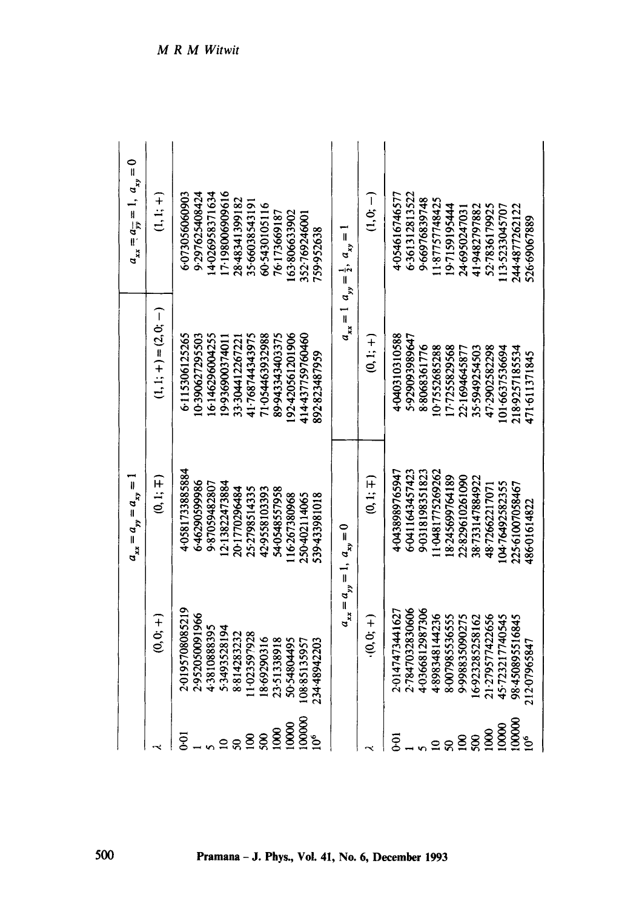| $\lambda$ | $a_{xx} = a_{yy} = a_{xy} = 1$ | | | $a_{xx} = a_{yy} = 1,\ a_{xy} = 0$ |
|---|---|---|---|---|
| | $(0, 0; +)$ | $(0, 1; \mp)$ | $(1, 1; +) = (2, 0; -)$ | $(1, 1; +)$ |
| 0·01 | 2·019570808521 9 | 4·058173388588 4 | 6·115306125265 | 6·073056060903 |
| 1 | 2·952050091966 | 6·46290599986 | 10·390627295503 | 9·297625408424 |
| 5 | 4·3810888395 | 9·87059482807 | 16·146296004255 | 14·026958371634 |
| 10 | 5·3493528194 | 12·13822473884 | 19·936900374011 | 17·198006909616 |
| 50 | 8·814283232 | 20·1770296484 | 33·304412267221 | 28·48341399182 |
| 100 | 11·023597928 | 25·2798514335 | 41·768744343975 | 35·66038543191 |
| 500 | 18·69290316 | 42·9558103393 | 71·054463932988 | 60·5430105116 |
| 1000 | 23·51338918 | 54·0548557958 | 89·943343403375 | 76·173669187 |
| 10000 | 50·54804495 | 116·267380968 | 192·420561201906 | 163·806633902 |
| 100000 | 108·85135957 | 250·402114065 | 414·437759760460 | 352·769246001 |
| $10^6$ | 234·48942203 | 539·433981018 | 892·823487959 | 759·952638 |

| $\lambda$ | $a_{xx} = a_{yy} = 1,\ a_{xy} = 0$ | | $a_{xx} = 1\ a_{yy} = \frac{1}{2},\ a_{xy} = 1$ | |
|---|---|---|---|---|
| | $(0, 0; +)$ | $(0, 1; \mp)$ | $(0, 1; +)$ | $(1, 0; -)$ |
| 0·01 | 2·014747344162 7 | 4·043898976594 7 | 4·040310310588 | 4·054616746577 |
| 1 | 2·784703283060 6 | 6·041164345742 3 | 5·929093989647 | 6·361312813522 |
| 5 | 4·036681298730 6 | 9·031819835182 3 | 8·8068361776 | 9·66976839748 |
| 10 | 4·898348144236 | 11·048177526926 2 | 10·7552685288 | 11·87757748425 |
| 50 | 8·007985536555 | 18·245699764189 | 17·7255829568 | 19·7159195444 |
| 100 | 9·998835090275 | 22·829610261090 | 22·169464587 7 | 24·6950247031 |
| 500 | 16·923285258162 | 38·733147884922 | 35·5949254503 | 41·9482797882 |
| 1000 | 21·279577422656 | 48·72662217071 | 47·2902582298 | 52·7836179925 |
| 10000 | 45·723217740545 | 104·76492582355 | 101·6637536694 | 113·5233045707 |
| 100000 | 98·450895516845 | 225·61007058467 | 218·925718553 4 | 244·4877262122 |
| $10^6$ | 212·07965847 | 486·01614822 | 471·611371845 | 526·69067889 |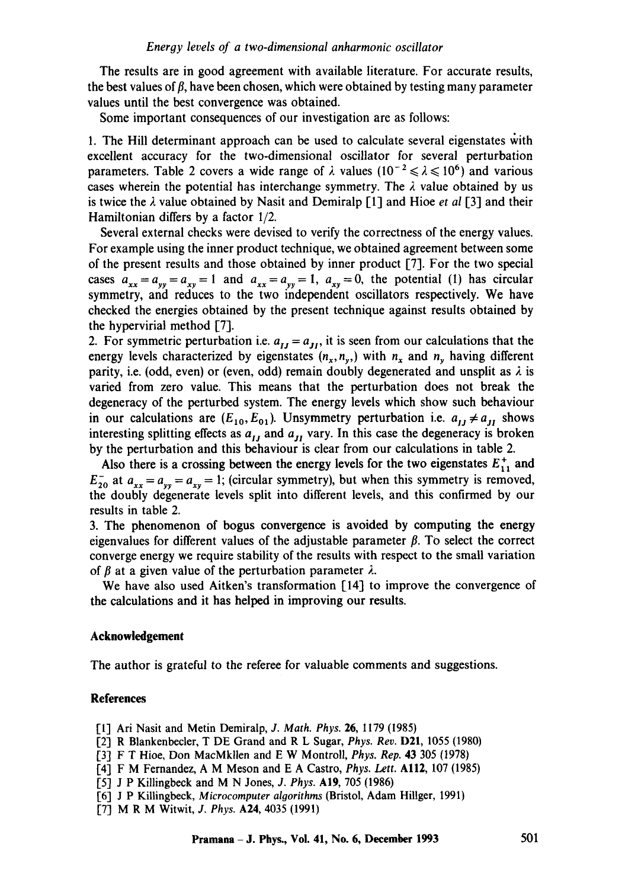The results are in good agreement with available literature. For accurate results, the best values of $\beta$, have been chosen, which were obtained by testing many parameter values until the best convergence was obtained.

Some important consequences of our investigation are as follows:

1. The Hill determinant approach can be used to calculate several eigenstates with excellent accuracy for the two-dimensional oscillator for several perturbation parameters. Table 2 covers a wide range of $\lambda$ values ($10^{-2} \leqslant \lambda \leqslant 10^6$) and various cases wherein the potential has interchange symmetry. The $\lambda$ value obtained by us is twice the $\lambda$ value obtained by Nasit and Demiralp [1] and Hioe *et al* [3] and their Hamiltonian differs by a factor 1/2.

Several external checks were devised to verify the correctness of the energy values. For example using the inner product technique, we obtained agreement between some of the present results and those obtained by inner product [7]. For the two special cases $a_{xx} = a_{yy} = a_{xy} = 1$ and $a_{xx} = a_{yy} = 1$, $a_{xy} = 0$, the potential (1) has circular symmetry, and reduces to the two independent oscillators respectively. We have checked the energies obtained by the present technique against results obtained by the hypervirial method [7].

2. For symmetric perturbation i.e. $a_{IJ} = a_{JI}$, it is seen from our calculations that the energy levels characterized by eigenstates $(n_x, n_y,)$ with $n_x$ and $n_y$ having different parity, i.e. (odd, even) or (even, odd) remain doubly degenerated and unsplit as $\lambda$ is varied from zero value. This means that the perturbation does not break the degeneracy of the perturbed system. The energy levels which show such behaviour in our calculations are $(E_{10}, E_{01})$. Unsymmetry perturbation i.e. $a_{IJ} \neq a_{JI}$ shows interesting splitting effects as $a_{IJ}$ and $a_{JI}$ vary. In this case the degeneracy is broken by the perturbation and this behaviour is clear from our calculations in table 2.

Also there is a crossing between the energy levels for the two eigenstates $E^{+}_{11}$ and $E^{-}_{20}$ at $a_{xx} = a_{yy} = a_{xy} = 1$; (circular symmetry), but when this symmetry is removed, the doubly degenerate levels split into different levels, and this confirmed by our results in table 2.

3. The phenomenon of bogus convergence is avoided by computing the energy eigenvalues for different values of the adjustable parameter $\beta$. To select the correct converge energy we require stability of the results with respect to the small variation of $\beta$ at a given value of the perturbation parameter $\lambda$.

We have also used Aitken's transformation [14] to improve the convergence of the calculations and it has helped in improving our results.

## Acknowledgement

The author is grateful to the referee for valuable comments and suggestions.

## References

[1] Ari Nasit and Metin Demiralp, *J. Math. Phys.* **26**, 1179 (1985)

[2] R Blankenbecler, T DE Grand and R L Sugar, *Phys. Rev.* **D21**, 1055 (1980)

[3] F T Hioe, Don MacMkllen and E W Montroll, *Phys. Rep.* **43** 305 (1978)

[4] F M Fernandez, A M Meson and E A Castro, *Phys. Lett.* **A112**, 107 (1985)

[5] J P Killingbeck and M N Jones, *J. Phys.* **A19**, 705 (1986)

[6] J P Killingbeck, *Microcomputer algorithms* (Bristol, Adam Hillger, 1991)

[7] M R M Witwit, *J. Phys.* **A24**, 4035 (1991)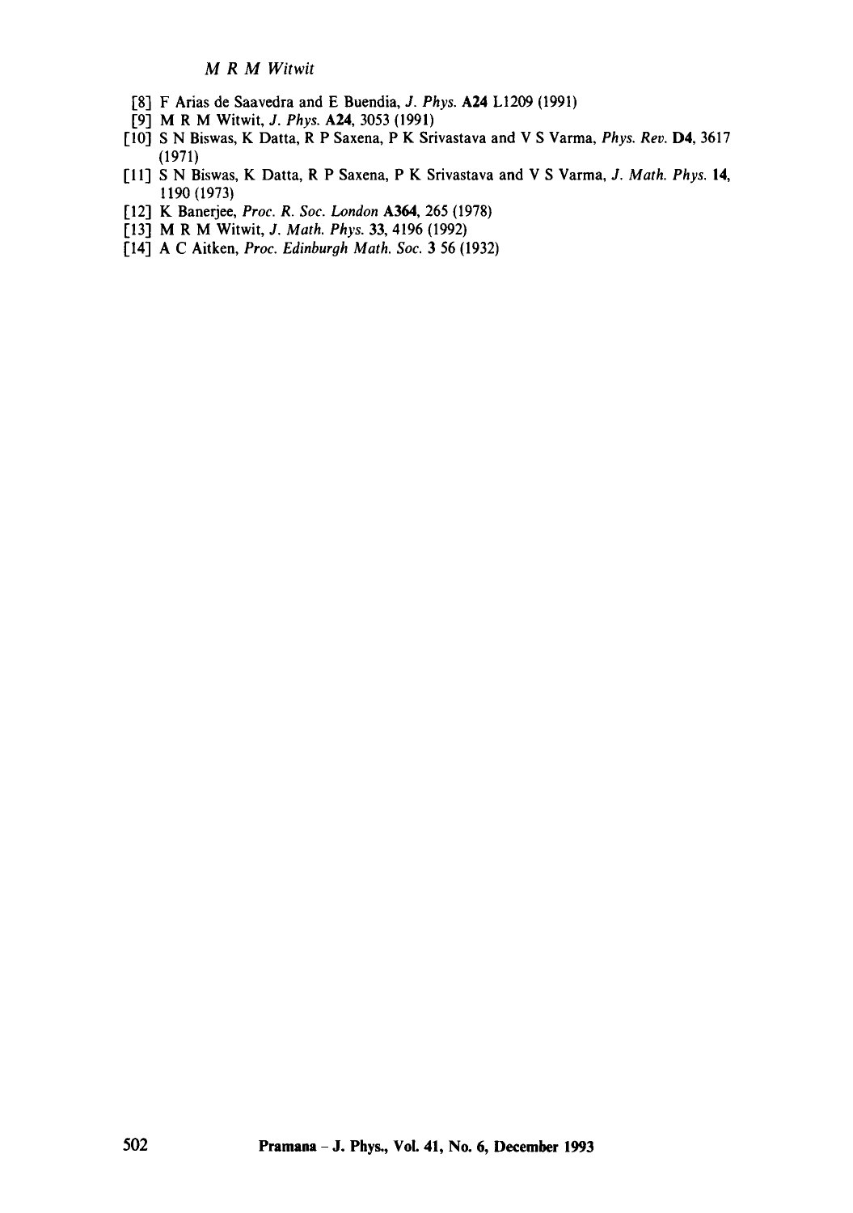[8] F Arias de Saavedra and E Buendia, *J. Phys.* **A24** L1209 (1991)

[9] M R M Witwit, *J. Phys.* **A24**, 3053 (1991)

[10] S N Biswas, K Datta, R P Saxena, P K Srivastava and V S Varma, *Phys. Rev.* **D4**, 3617 (1971)

[11] S N Biswas, K Datta, R P Saxena, P K Srivastava and V S Varma, *J. Math. Phys.* **14**, 1190 (1973)

[12] K Banerjee, *Proc. R. Soc. London* **A364**, 265 (1978)

[13] M R M Witwit, *J. Math. Phys.* **33**, 4196 (1992)

[14] A C Aitken, *Proc. Edinburgh Math. Soc.* **3** 56 (1932)